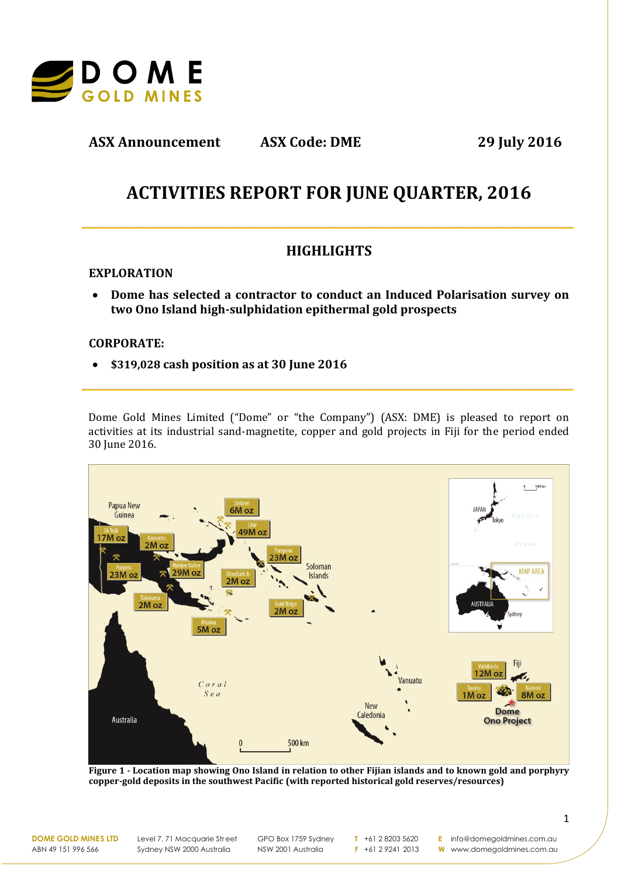**ASX Announcement** **ASX Code: DME** **29 July 2016**

# ACTIVITIES REPORT FOR JUNE QUARTER, 2016

## HIGHLIGHTS

### EXPLORATION

- **Dome has selected a contractor to conduct an Induced Polarisation survey on two Ono Island high-sulphidation epithermal gold prospects**

### CORPORATE:

- **$319,028 cash position as at 30 June 2016**

Dome Gold Mines Limited ("Dome" or "the Company") (ASX: DME) is pleased to report on activities at its industrial sand-magnetite, copper and gold projects in Fiji for the period ended 30 June 2016.

**Figure 1 - Location map showing Ono Island in relation to other Fijian islands and to known gold and porphyry copper-gold deposits in the southwest Pacific (with reported historical gold reserves/resources)**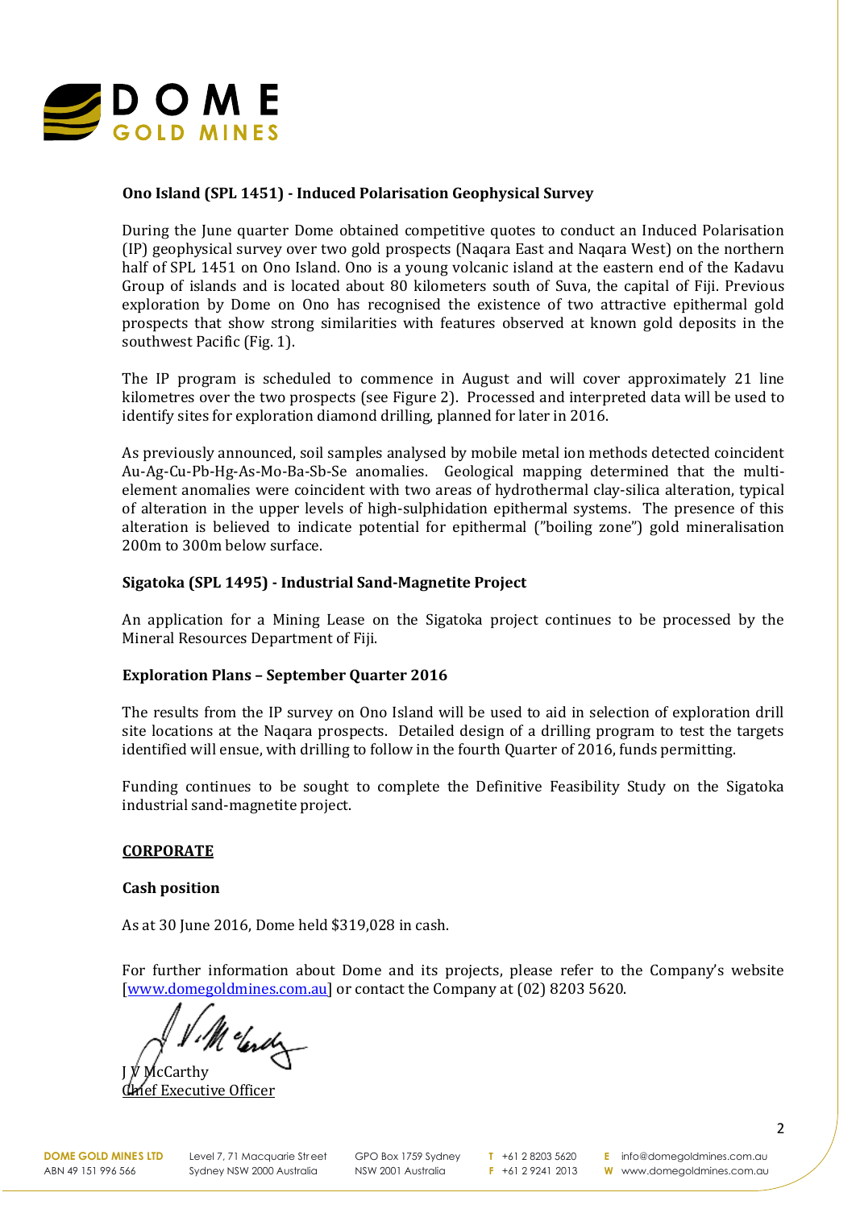### Ono Island (SPL 1451) - Induced Polarisation Geophysical Survey

During the June quarter Dome obtained competitive quotes to conduct an Induced Polarisation (IP) geophysical survey over two gold prospects (Naqara East and Naqara West) on the northern half of SPL 1451 on Ono Island. Ono is a young volcanic island at the eastern end of the Kadavu Group of islands and is located about 80 kilometers south of Suva, the capital of Fiji. Previous exploration by Dome on Ono has recognised the existence of two attractive epithermal gold prospects that show strong similarities with features observed at known gold deposits in the southwest Pacific (Fig. 1).

The IP program is scheduled to commence in August and will cover approximately 21 line kilometres over the two prospects (see Figure 2). Processed and interpreted data will be used to identify sites for exploration diamond drilling, planned for later in 2016.

As previously announced, soil samples analysed by mobile metal ion methods detected coincident Au-Ag-Cu-Pb-Hg-As-Mo-Ba-Sb-Se anomalies. Geological mapping determined that the multi-element anomalies were coincident with two areas of hydrothermal clay-silica alteration, typical of alteration in the upper levels of high-sulphidation epithermal systems. The presence of this alteration is believed to indicate potential for epithermal ("boiling zone") gold mineralisation 200m to 300m below surface.

### Sigatoka (SPL 1495) - Industrial Sand-Magnetite Project

An application for a Mining Lease on the Sigatoka project continues to be processed by the Mineral Resources Department of Fiji.

### Exploration Plans – September Quarter 2016

The results from the IP survey on Ono Island will be used to aid in selection of exploration drill site locations at the Naqara prospects. Detailed design of a drilling program to test the targets identified will ensue, with drilling to follow in the fourth Quarter of 2016, funds permitting.

Funding continues to be sought to complete the Definitive Feasibility Study on the Sigatoka industrial sand-magnetite project.

## CORPORATE

### Cash position

As at 30 June 2016, Dome held $319,028 in cash.

For further information about Dome and its projects, please refer to the Company's website [www.domegoldmines.com.au] or contact the Company at (02) 8203 5620.

J V McCarthy
Chief Executive Officer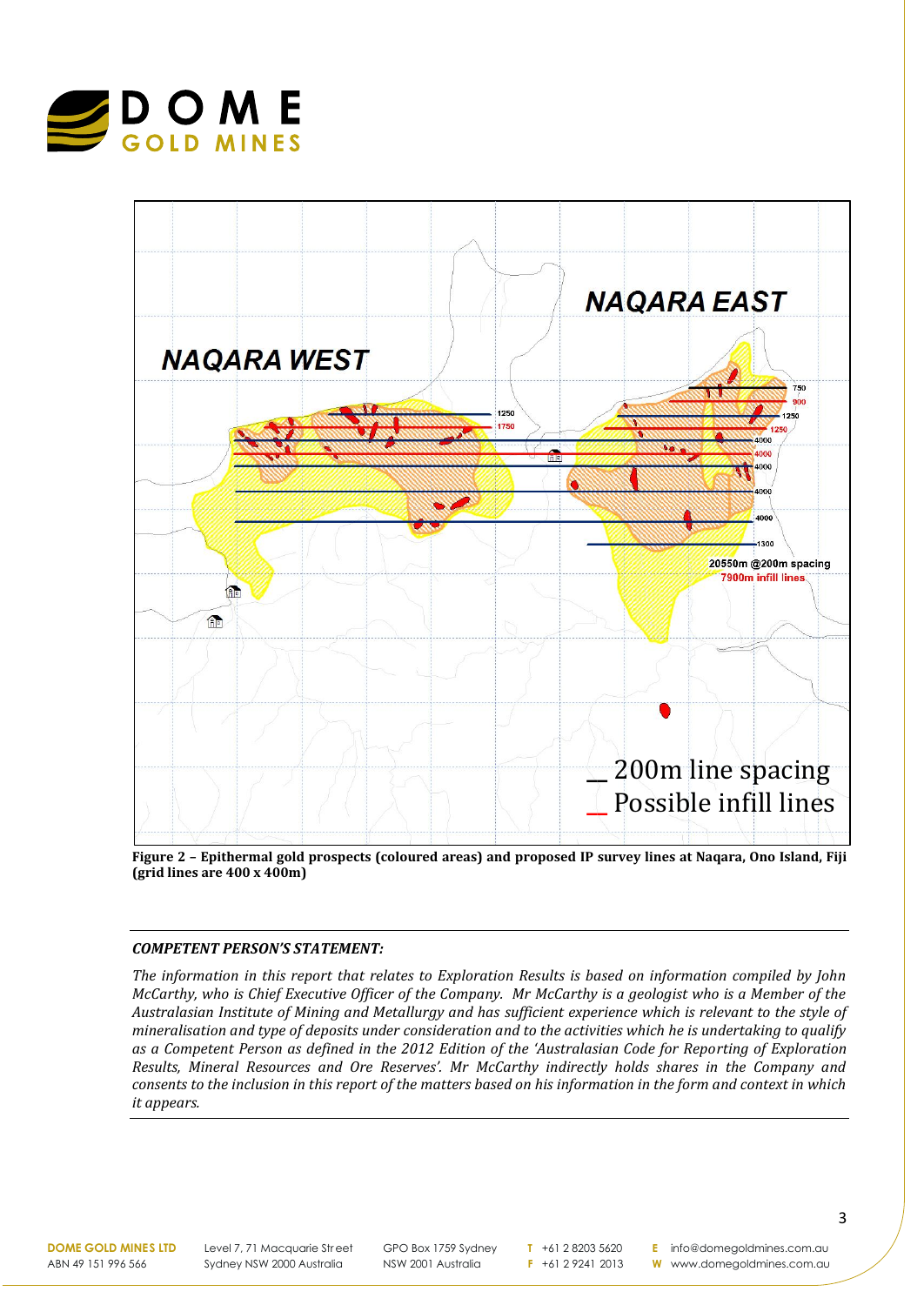Figure 2 – Epithermal gold prospects (coloured areas) and proposed IP survey lines at Naqara, Ono Island, Fiji (grid lines are 400 x 400m)

### *COMPETENT PERSON'S STATEMENT:*

*The information in this report that relates to Exploration Results is based on information compiled by John McCarthy, who is Chief Executive Officer of the Company. Mr McCarthy is a geologist who is a Member of the Australasian Institute of Mining and Metallurgy and has sufficient experience which is relevant to the style of mineralisation and type of deposits under consideration and to the activities which he is undertaking to qualify as a Competent Person as defined in the 2012 Edition of the 'Australasian Code for Reporting of Exploration Results, Mineral Resources and Ore Reserves'. Mr McCarthy indirectly holds shares in the Company and consents to the inclusion in this report of the matters based on his information in the form and context in which it appears.*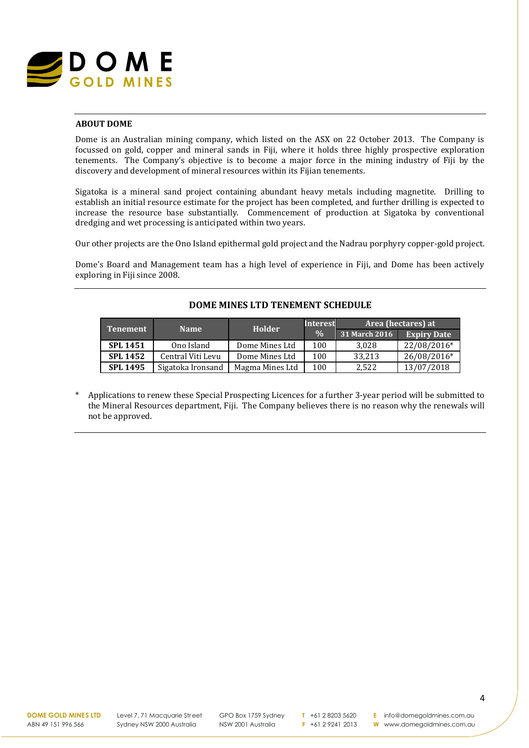## ABOUT DOME

Dome is an Australian mining company, which listed on the ASX on 22 October 2013. The Company is focussed on gold, copper and mineral sands in Fiji, where it holds three highly prospective exploration tenements. The Company's objective is to become a major force in the mining industry of Fiji by the discovery and development of mineral resources within its Fijian tenements.

Sigatoka is a mineral sand project containing abundant heavy metals including magnetite. Drilling to establish an initial resource estimate for the project has been completed, and further drilling is expected to increase the resource base substantially. Commencement of production at Sigatoka by conventional dredging and wet processing is anticipated within two years.

Our other projects are the Ono Island epithermal gold project and the Nadrau porphyry copper-gold project.

Dome's Board and Management team has a high level of experience in Fiji, and Dome has been actively exploring in Fiji since 2008.

## DOME MINES LTD TENEMENT SCHEDULE

| Tenement | Name | Holder | Interest % | Area (hectares) at 31 March 2016 | Expiry Date |
|---|---|---|---|---|---|
| **SPL 1451** | Ono Island | Dome Mines Ltd | 100 | 3,028 | 22/08/2016* |
| **SPL 1452** | Central Viti Levu | Dome Mines Ltd | 100 | 33,213 | 26/08/2016* |
| **SPL 1495** | Sigatoka Ironsand | Magma Mines Ltd | 100 | 2,522 | 13/07/2018 |

\* Applications to renew these Special Prospecting Licences for a further 3-year period will be submitted to the Mineral Resources department, Fiji. The Company believes there is no reason why the renewals will not be approved.